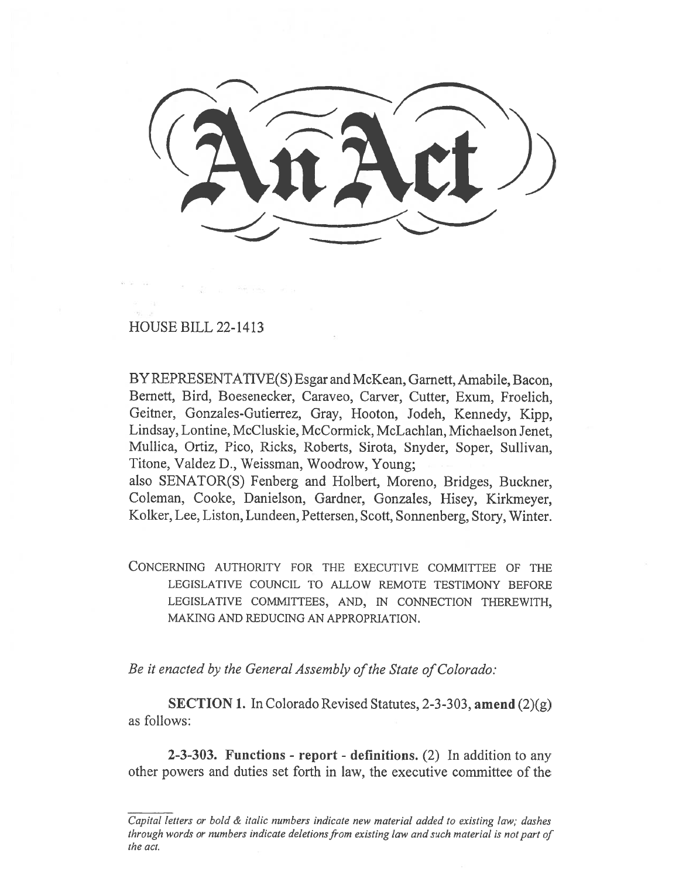# An Act

HOUSE BILL 22-1413

BY REPRESENTATIVE(S) Esgar and McKean, Garnett, Amabile, Bacon, Bernett, Bird, Boesenecker, Caraveo, Carver, Cutter, Exum, Froelich, Geitner, Gonzales-Gutierrez, Gray, Hooton, Jodeh, Kennedy, Kipp, Lindsay, Lontine, McCluskie, McCormick, McLachlan, Michaelson Jenet, Mullica, Ortiz, Pico, Ricks, Roberts, Sirota, Snyder, Soper, Sullivan, Titone, Valdez D., Weissman, Woodrow, Young;
also SENATOR(S) Fenberg and Holbert, Moreno, Bridges, Buckner, Coleman, Cooke, Danielson, Gardner, Gonzales, Hisey, Kirkmeyer, Kolker, Lee, Liston, Lundeen, Pettersen, Scott, Sonnenberg, Story, Winter.

CONCERNING AUTHORITY FOR THE EXECUTIVE COMMITTEE OF THE LEGISLATIVE COUNCIL TO ALLOW REMOTE TESTIMONY BEFORE LEGISLATIVE COMMITTEES, AND, IN CONNECTION THEREWITH, MAKING AND REDUCING AN APPROPRIATION.

*Be it enacted by the General Assembly of the State of Colorado:*

**SECTION 1.** In Colorado Revised Statutes, 2-3-303, **amend** (2)(g) as follows:

**2-3-303. Functions - report - definitions.** (2) In addition to any other powers and duties set forth in law, the executive committee of the

*Capital letters or bold & italic numbers indicate new material added to existing law; dashes through words or numbers indicate deletions from existing law and such material is not part of the act.*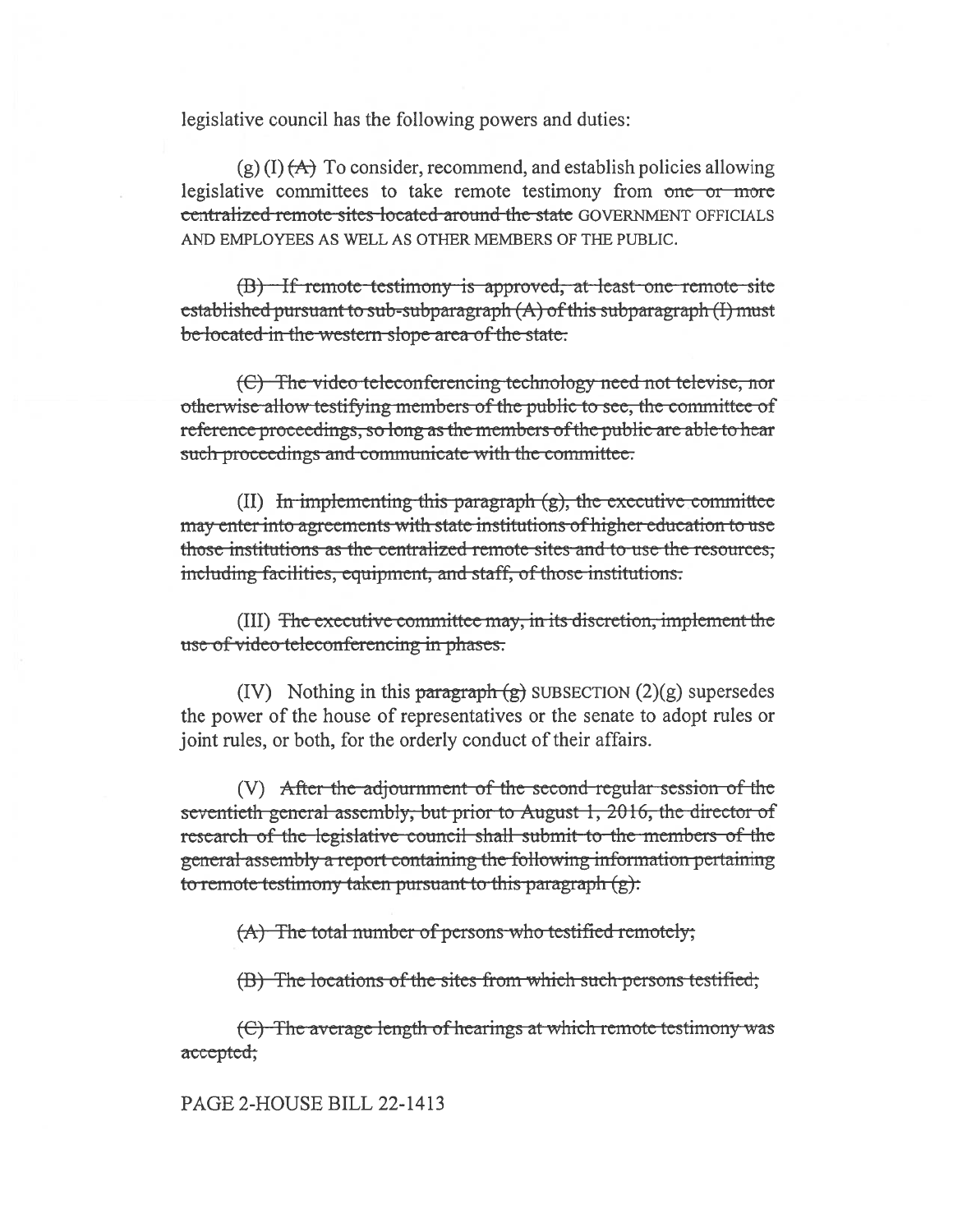legislative council has the following powers and duties:

(g) (I) ~~(A)~~ To consider, recommend, and establish policies allowing legislative committees to take remote testimony from ~~one or more centralized remote sites located around the state~~ GOVERNMENT OFFICIALS AND EMPLOYEES AS WELL AS OTHER MEMBERS OF THE PUBLIC.

~~(B) If remote testimony is approved, at least one remote site established pursuant to sub-subparagraph (A) of this subparagraph (I) must be located in the western slope area of the state.~~

~~(C) The video teleconferencing technology need not televise, nor otherwise allow testifying members of the public to see, the committee of reference proceedings, so long as the members of the public are able to hear such proceedings and communicate with the committee.~~

(II) ~~In implementing this paragraph (g), the executive committee may enter into agreements with state institutions of higher education to use those institutions as the centralized remote sites and to use the resources, including facilities, equipment, and staff, of those institutions.~~

(III) ~~The executive committee may, in its discretion, implement the use of video teleconferencing in phases.~~

(IV) Nothing in this ~~paragraph (g)~~ SUBSECTION (2)(g) supersedes the power of the house of representatives or the senate to adopt rules or joint rules, or both, for the orderly conduct of their affairs.

(V) ~~After the adjournment of the second regular session of the seventieth general assembly, but prior to August 1, 2016, the director of research of the legislative council shall submit to the members of the general assembly a report containing the following information pertaining to remote testimony taken pursuant to this paragraph (g):~~

~~(A) The total number of persons who testified remotely;~~

~~(B) The locations of the sites from which such persons testified;~~

~~(C) The average length of hearings at which remote testimony was accepted;~~

PAGE 2-HOUSE BILL 22-1413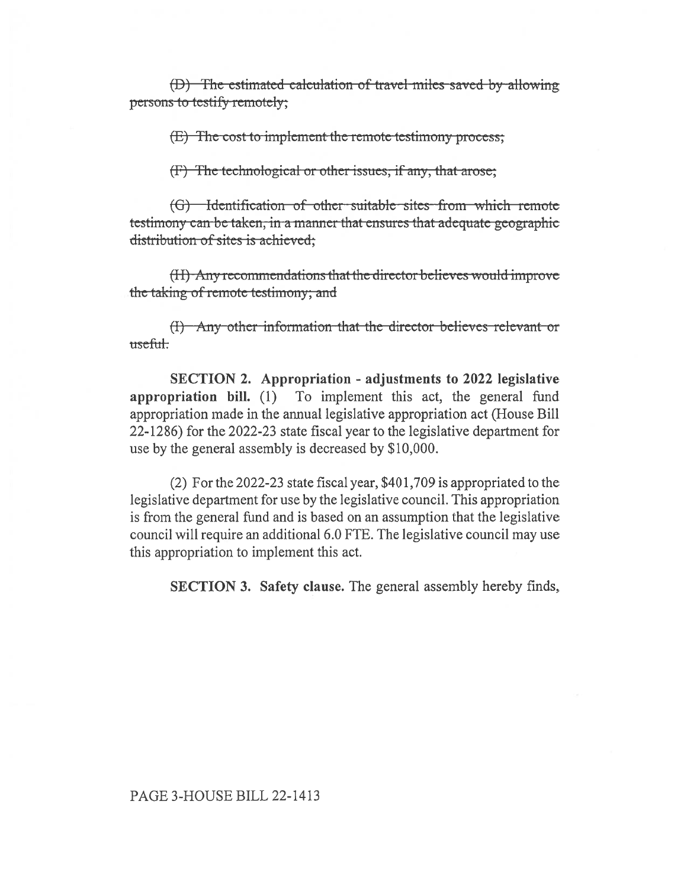~~(D) The estimated calculation of travel miles saved by allowing persons to testify remotely;~~

~~(E) The cost to implement the remote testimony process;~~

~~(F) The technological or other issues, if any, that arose;~~

~~(G) Identification of other suitable sites from which remote testimony can be taken, in a manner that ensures that adequate geographic distribution of sites is achieved;~~

~~(H) Any recommendations that the director believes would improve the taking of remote testimony; and~~

~~(I) Any other information that the director believes relevant or useful.~~

**SECTION 2. Appropriation - adjustments to 2022 legislative appropriation bill.** (1) To implement this act, the general fund appropriation made in the annual legislative appropriation act (House Bill 22-1286) for the 2022-23 state fiscal year to the legislative department for use by the general assembly is decreased by $10,000.

(2) For the 2022-23 state fiscal year, $401,709 is appropriated to the legislative department for use by the legislative council. This appropriation is from the general fund and is based on an assumption that the legislative council will require an additional 6.0 FTE. The legislative council may use this appropriation to implement this act.

**SECTION 3. Safety clause.** The general assembly hereby finds,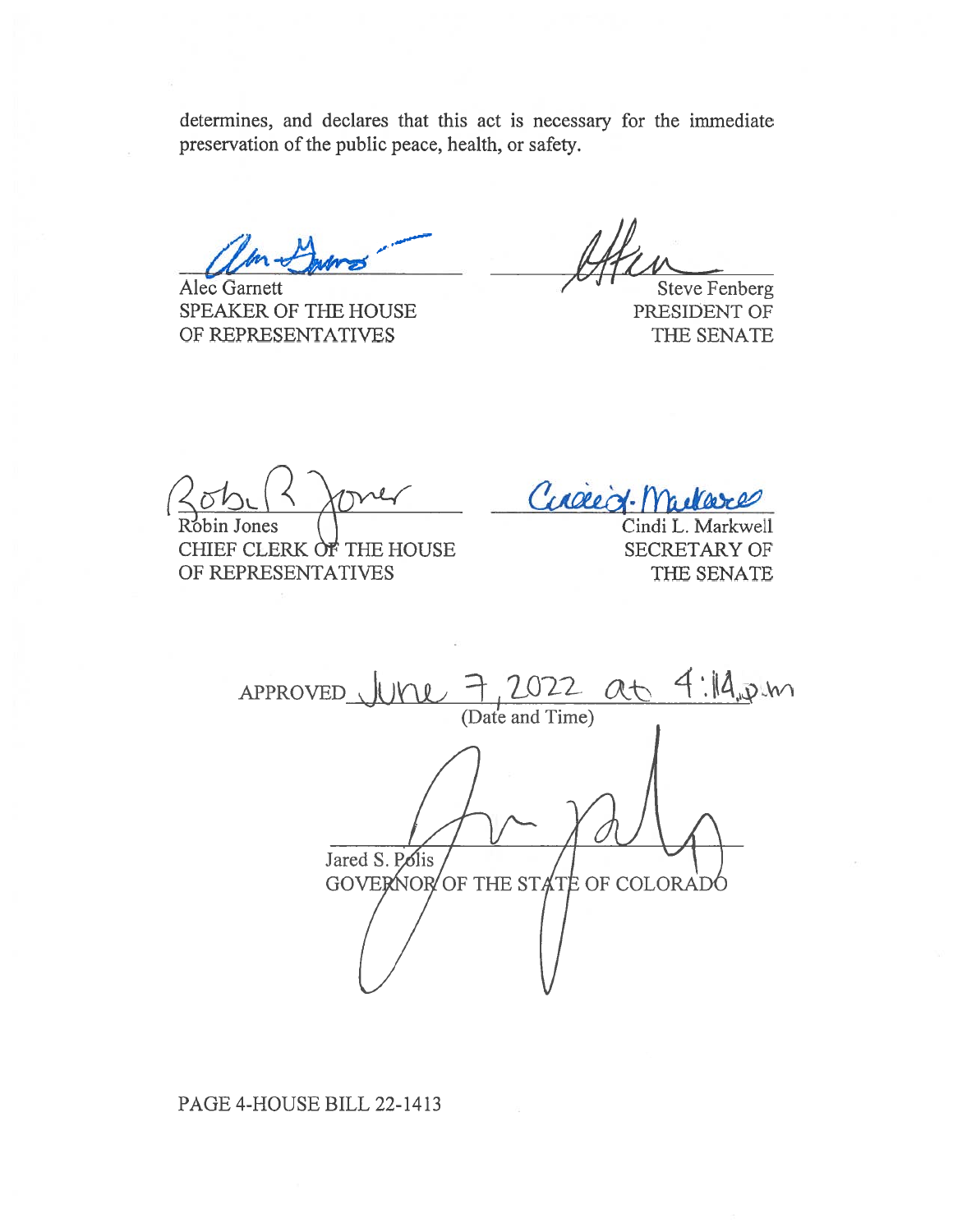determines, and declares that this act is necessary for the immediate preservation of the public peace, health, or safety.

Alec Garnett
SPEAKER OF THE HOUSE
OF REPRESENTATIVES

Steve Fenberg
PRESIDENT OF
THE SENATE

Robin Jones
CHIEF CLERK OF THE HOUSE
OF REPRESENTATIVES

Cindi L. Markwell
SECRETARY OF
THE SENATE

APPROVED June 7, 2022 at 4:14 p.m
(Date and Time)

Jared S. Polis
GOVERNOR OF THE STATE OF COLORADO

PAGE 4-HOUSE BILL 22-1413